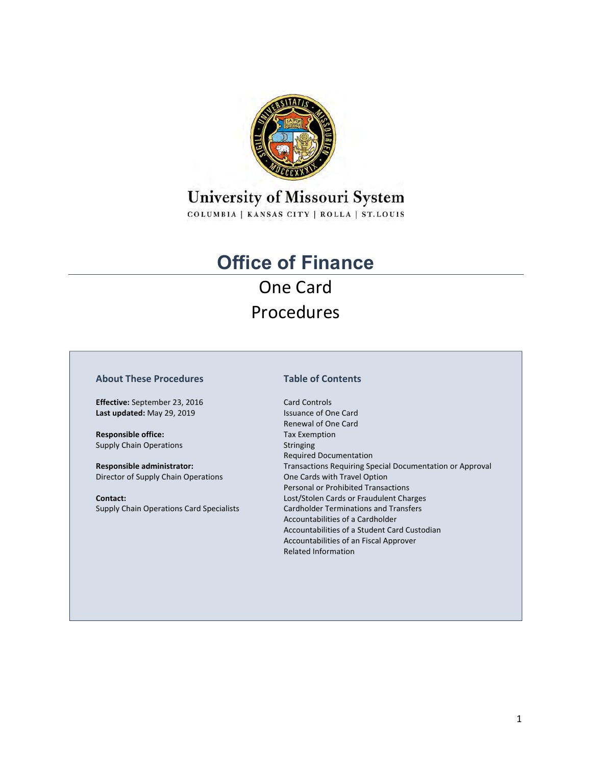University of Missouri System

COLUMBIA | KANSAS CITY | ROLLA | ST.LOUIS

# Office of Finance

## One Card Procedures

### About These Procedures

**Effective:** September 23, 2016
**Last updated:** May 29, 2019

**Responsible office:**
Supply Chain Operations

**Responsible administrator:**
Director of Supply Chain Operations

**Contact:**
Supply Chain Operations Card Specialists

### Table of Contents

Card Controls
Issuance of One Card
Renewal of One Card
Tax Exemption
Stringing
Required Documentation
Transactions Requiring Special Documentation or Approval
One Cards with Travel Option
Personal or Prohibited Transactions
Lost/Stolen Cards or Fraudulent Charges
Cardholder Terminations and Transfers
Accountabilities of a Cardholder
Accountabilities of a Student Card Custodian
Accountabilities of an Fiscal Approver
Related Information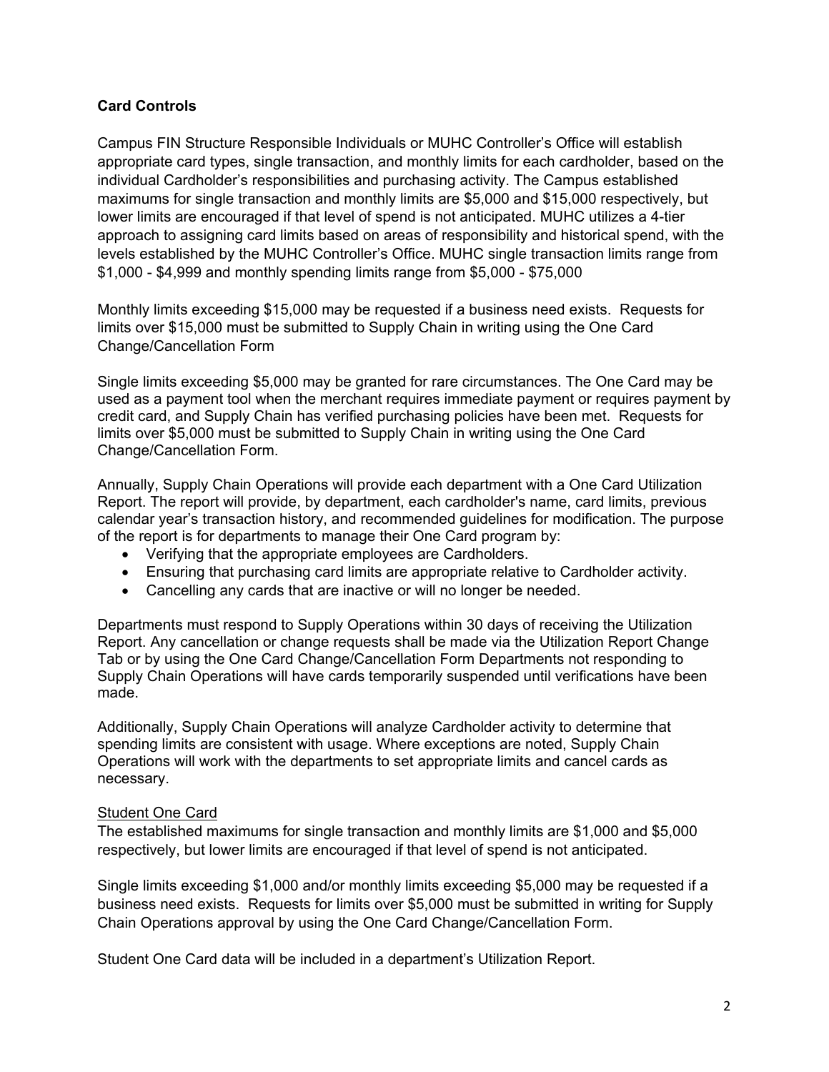**Card Controls**

Campus FIN Structure Responsible Individuals or MUHC Controller's Office will establish appropriate card types, single transaction, and monthly limits for each cardholder, based on the individual Cardholder's responsibilities and purchasing activity. The Campus established maximums for single transaction and monthly limits are $5,000 and $15,000 respectively, but lower limits are encouraged if that level of spend is not anticipated. MUHC utilizes a 4-tier approach to assigning card limits based on areas of responsibility and historical spend, with the levels established by the MUHC Controller's Office. MUHC single transaction limits range from $1,000 - $4,999 and monthly spending limits range from $5,000 - $75,000

Monthly limits exceeding $15,000 may be requested if a business need exists. Requests for limits over $15,000 must be submitted to Supply Chain in writing using the One Card Change/Cancellation Form

Single limits exceeding $5,000 may be granted for rare circumstances. The One Card may be used as a payment tool when the merchant requires immediate payment or requires payment by credit card, and Supply Chain has verified purchasing policies have been met. Requests for limits over $5,000 must be submitted to Supply Chain in writing using the One Card Change/Cancellation Form.

Annually, Supply Chain Operations will provide each department with a One Card Utilization Report. The report will provide, by department, each cardholder's name, card limits, previous calendar year's transaction history, and recommended guidelines for modification. The purpose of the report is for departments to manage their One Card program by:

- Verifying that the appropriate employees are Cardholders.
- Ensuring that purchasing card limits are appropriate relative to Cardholder activity.
- Cancelling any cards that are inactive or will no longer be needed.

Departments must respond to Supply Operations within 30 days of receiving the Utilization Report. Any cancellation or change requests shall be made via the Utilization Report Change Tab or by using the One Card Change/Cancellation Form Departments not responding to Supply Chain Operations will have cards temporarily suspended until verifications have been made.

Additionally, Supply Chain Operations will analyze Cardholder activity to determine that spending limits are consistent with usage. Where exceptions are noted, Supply Chain Operations will work with the departments to set appropriate limits and cancel cards as necessary.

Student One Card

The established maximums for single transaction and monthly limits are $1,000 and $5,000 respectively, but lower limits are encouraged if that level of spend is not anticipated.

Single limits exceeding $1,000 and/or monthly limits exceeding $5,000 may be requested if a business need exists. Requests for limits over $5,000 must be submitted in writing for Supply Chain Operations approval by using the One Card Change/Cancellation Form.

Student One Card data will be included in a department's Utilization Report.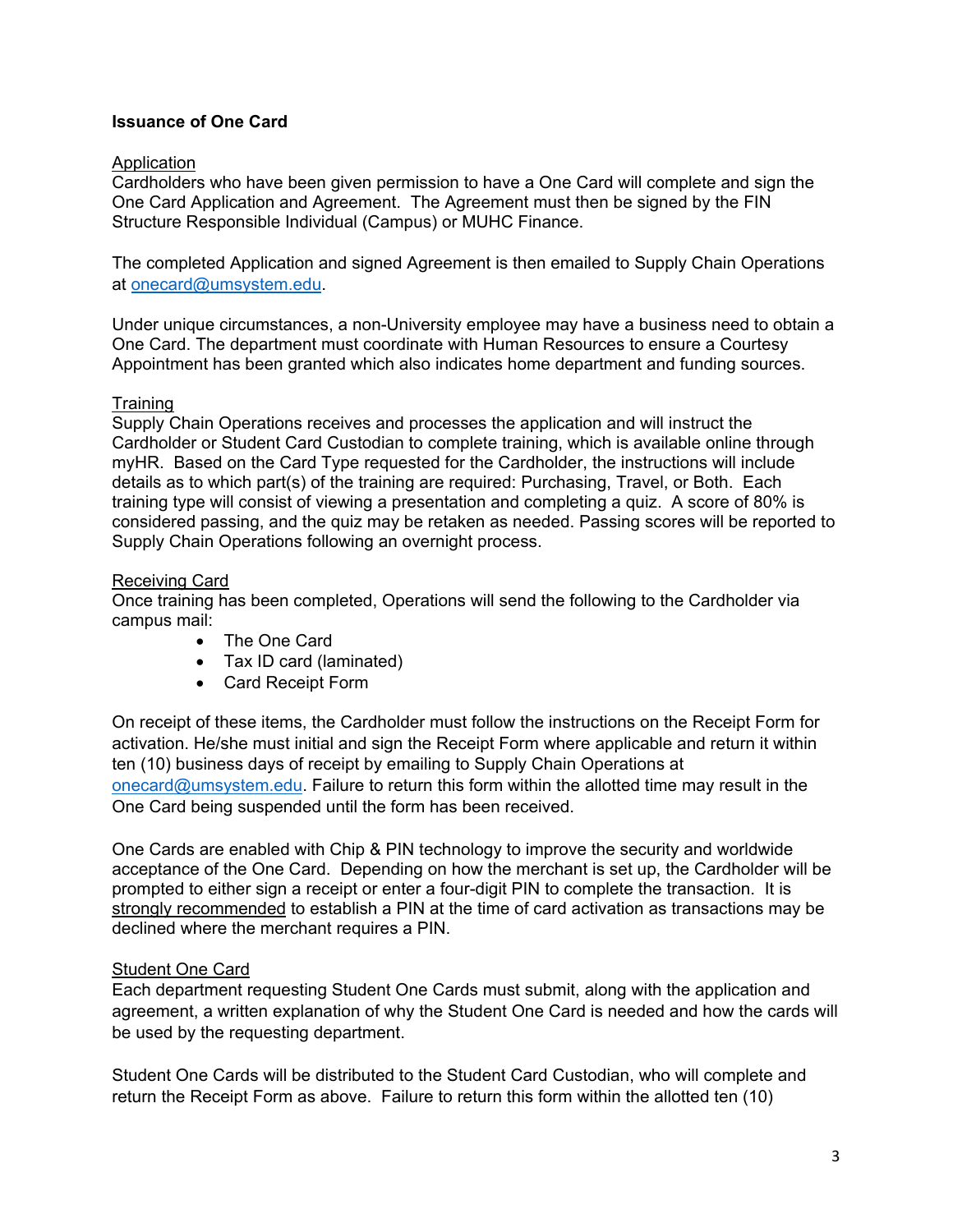**Issuance of One Card**

Application

Cardholders who have been given permission to have a One Card will complete and sign the One Card Application and Agreement. The Agreement must then be signed by the FIN Structure Responsible Individual (Campus) or MUHC Finance.

The completed Application and signed Agreement is then emailed to Supply Chain Operations at onecard@umsystem.edu.

Under unique circumstances, a non-University employee may have a business need to obtain a One Card. The department must coordinate with Human Resources to ensure a Courtesy Appointment has been granted which also indicates home department and funding sources.

Training

Supply Chain Operations receives and processes the application and will instruct the Cardholder or Student Card Custodian to complete training, which is available online through myHR. Based on the Card Type requested for the Cardholder, the instructions will include details as to which part(s) of the training are required: Purchasing, Travel, or Both. Each training type will consist of viewing a presentation and completing a quiz. A score of 80% is considered passing, and the quiz may be retaken as needed. Passing scores will be reported to Supply Chain Operations following an overnight process.

Receiving Card

Once training has been completed, Operations will send the following to the Cardholder via campus mail:

- The One Card
- Tax ID card (laminated)
- Card Receipt Form

On receipt of these items, the Cardholder must follow the instructions on the Receipt Form for activation. He/she must initial and sign the Receipt Form where applicable and return it within ten (10) business days of receipt by emailing to Supply Chain Operations at onecard@umsystem.edu. Failure to return this form within the allotted time may result in the One Card being suspended until the form has been received.

One Cards are enabled with Chip & PIN technology to improve the security and worldwide acceptance of the One Card. Depending on how the merchant is set up, the Cardholder will be prompted to either sign a receipt or enter a four-digit PIN to complete the transaction. It is strongly recommended to establish a PIN at the time of card activation as transactions may be declined where the merchant requires a PIN.

Student One Card

Each department requesting Student One Cards must submit, along with the application and agreement, a written explanation of why the Student One Card is needed and how the cards will be used by the requesting department.

Student One Cards will be distributed to the Student Card Custodian, who will complete and return the Receipt Form as above. Failure to return this form within the allotted ten (10)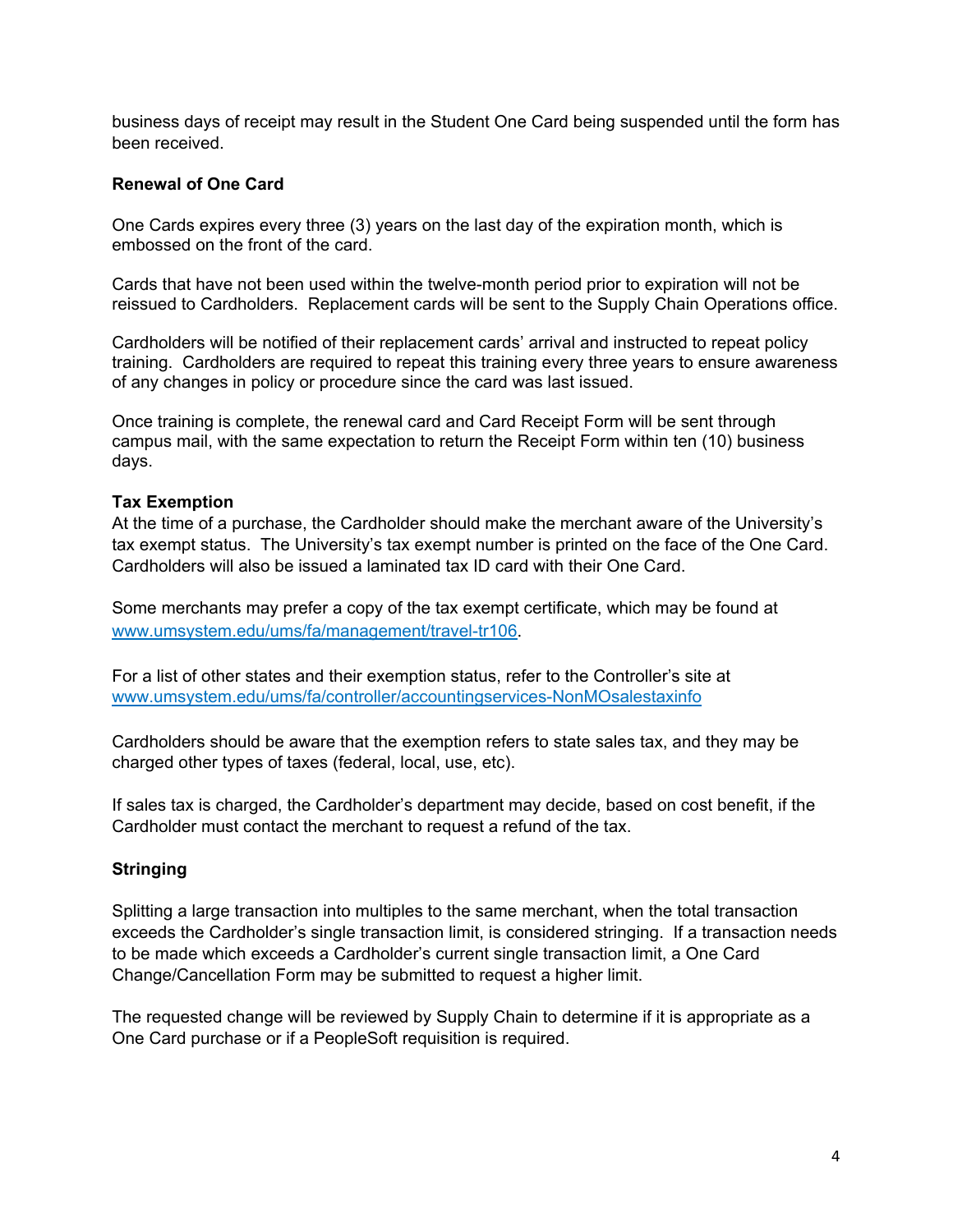business days of receipt may result in the Student One Card being suspended until the form has been received.

**Renewal of One Card**

One Cards expires every three (3) years on the last day of the expiration month, which is embossed on the front of the card.

Cards that have not been used within the twelve-month period prior to expiration will not be reissued to Cardholders. Replacement cards will be sent to the Supply Chain Operations office.

Cardholders will be notified of their replacement cards' arrival and instructed to repeat policy training. Cardholders are required to repeat this training every three years to ensure awareness of any changes in policy or procedure since the card was last issued.

Once training is complete, the renewal card and Card Receipt Form will be sent through campus mail, with the same expectation to return the Receipt Form within ten (10) business days.

**Tax Exemption**

At the time of a purchase, the Cardholder should make the merchant aware of the University's tax exempt status. The University's tax exempt number is printed on the face of the One Card. Cardholders will also be issued a laminated tax ID card with their One Card.

Some merchants may prefer a copy of the tax exempt certificate, which may be found at [www.umsystem.edu/ums/fa/management/travel-tr106](www.umsystem.edu/ums/fa/management/travel-tr106).

For a list of other states and their exemption status, refer to the Controller's site at [www.umsystem.edu/ums/fa/controller/accountingservices-NonMOsalestaxinfo](www.umsystem.edu/ums/fa/controller/accountingservices-NonMOsalestaxinfo)

Cardholders should be aware that the exemption refers to state sales tax, and they may be charged other types of taxes (federal, local, use, etc).

If sales tax is charged, the Cardholder's department may decide, based on cost benefit, if the Cardholder must contact the merchant to request a refund of the tax.

**Stringing**

Splitting a large transaction into multiples to the same merchant, when the total transaction exceeds the Cardholder's single transaction limit, is considered stringing. If a transaction needs to be made which exceeds a Cardholder's current single transaction limit, a One Card Change/Cancellation Form may be submitted to request a higher limit.

The requested change will be reviewed by Supply Chain to determine if it is appropriate as a One Card purchase or if a PeopleSoft requisition is required.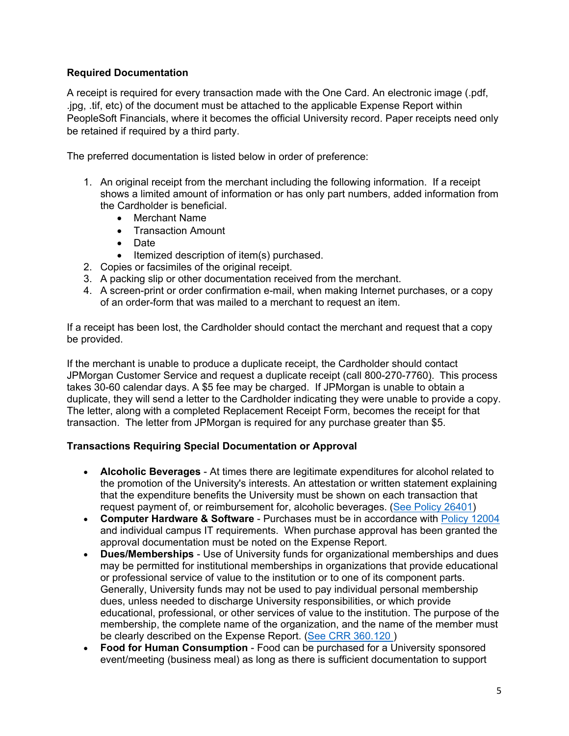**Required Documentation**

A receipt is required for every transaction made with the One Card. An electronic image (.pdf, .jpg, .tif, etc) of the document must be attached to the applicable Expense Report within PeopleSoft Financials, where it becomes the official University record. Paper receipts need only be retained if required by a third party.

The preferred documentation is listed below in order of preference:

1. An original receipt from the merchant including the following information. If a receipt shows a limited amount of information or has only part numbers, added information from the Cardholder is beneficial.
    - Merchant Name
    - Transaction Amount
    - Date
    - Itemized description of item(s) purchased.
2. Copies or facsimiles of the original receipt.
3. A packing slip or other documentation received from the merchant.
4. A screen-print or order confirmation e-mail, when making Internet purchases, or a copy of an order-form that was mailed to a merchant to request an item.

If a receipt has been lost, the Cardholder should contact the merchant and request that a copy be provided.

If the merchant is unable to produce a duplicate receipt, the Cardholder should contact JPMorgan Customer Service and request a duplicate receipt (call 800-270-7760). This process takes 30-60 calendar days. A $5 fee may be charged. If JPMorgan is unable to obtain a duplicate, they will send a letter to the Cardholder indicating they were unable to provide a copy. The letter, along with a completed Replacement Receipt Form, becomes the receipt for that transaction. The letter from JPMorgan is required for any purchase greater than $5.

**Transactions Requiring Special Documentation or Approval**

- **Alcoholic Beverages** - At times there are legitimate expenditures for alcohol related to the promotion of the University's interests. An attestation or written statement explaining that the expenditure benefits the University must be shown on each transaction that request payment of, or reimbursement for, alcoholic beverages. (See Policy 26401)
- **Computer Hardware & Software** - Purchases must be in accordance with Policy 12004 and individual campus IT requirements. When purchase approval has been granted the approval documentation must be noted on the Expense Report.
- **Dues/Memberships** - Use of University funds for organizational memberships and dues may be permitted for institutional memberships in organizations that provide educational or professional service of value to the institution or to one of its component parts. Generally, University funds may not be used to pay individual personal membership dues, unless needed to discharge University responsibilities, or which provide educational, professional, or other services of value to the institution. The purpose of the membership, the complete name of the organization, and the name of the member must be clearly described on the Expense Report. (See CRR 360.120 )
- **Food for Human Consumption** - Food can be purchased for a University sponsored event/meeting (business meal) as long as there is sufficient documentation to support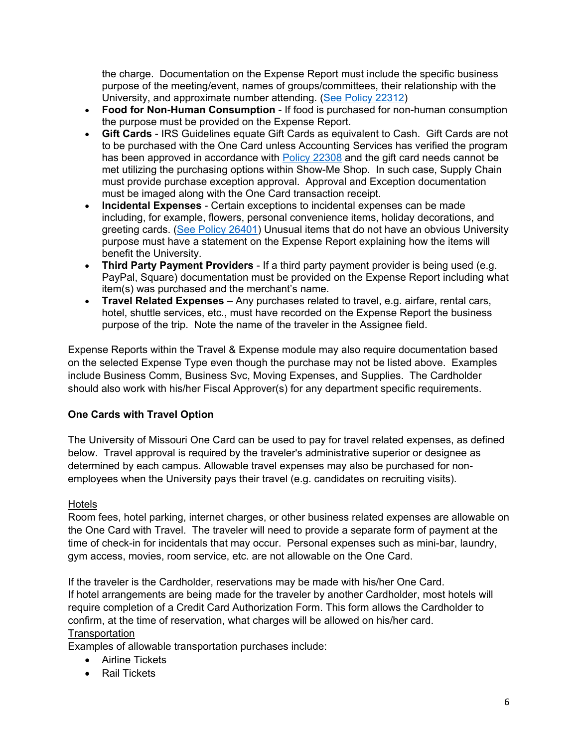the charge. Documentation on the Expense Report must include the specific business purpose of the meeting/event, names of groups/committees, their relationship with the University, and approximate number attending. (See Policy 22312)

- **Food for Non-Human Consumption** - If food is purchased for non-human consumption the purpose must be provided on the Expense Report.
- **Gift Cards** - IRS Guidelines equate Gift Cards as equivalent to Cash. Gift Cards are not to be purchased with the One Card unless Accounting Services has verified the program has been approved in accordance with Policy 22308 and the gift card needs cannot be met utilizing the purchasing options within Show-Me Shop. In such case, Supply Chain must provide purchase exception approval. Approval and Exception documentation must be imaged along with the One Card transaction receipt.
- **Incidental Expenses** - Certain exceptions to incidental expenses can be made including, for example, flowers, personal convenience items, holiday decorations, and greeting cards. (See Policy 26401) Unusual items that do not have an obvious University purpose must have a statement on the Expense Report explaining how the items will benefit the University.
- **Third Party Payment Providers** - If a third party payment provider is being used (e.g. PayPal, Square) documentation must be provided on the Expense Report including what item(s) was purchased and the merchant's name.
- **Travel Related Expenses** – Any purchases related to travel, e.g. airfare, rental cars, hotel, shuttle services, etc., must have recorded on the Expense Report the business purpose of the trip. Note the name of the traveler in the Assignee field.

Expense Reports within the Travel & Expense module may also require documentation based on the selected Expense Type even though the purchase may not be listed above. Examples include Business Comm, Business Svc, Moving Expenses, and Supplies. The Cardholder should also work with his/her Fiscal Approver(s) for any department specific requirements.

**One Cards with Travel Option**

The University of Missouri One Card can be used to pay for travel related expenses, as defined below. Travel approval is required by the traveler's administrative superior or designee as determined by each campus. Allowable travel expenses may also be purchased for non-employees when the University pays their travel (e.g. candidates on recruiting visits).

Hotels

Room fees, hotel parking, internet charges, or other business related expenses are allowable on the One Card with Travel. The traveler will need to provide a separate form of payment at the time of check-in for incidentals that may occur. Personal expenses such as mini-bar, laundry, gym access, movies, room service, etc. are not allowable on the One Card.

If the traveler is the Cardholder, reservations may be made with his/her One Card.
If hotel arrangements are being made for the traveler by another Cardholder, most hotels will require completion of a Credit Card Authorization Form. This form allows the Cardholder to confirm, at the time of reservation, what charges will be allowed on his/her card.

Transportation

Examples of allowable transportation purchases include:

- Airline Tickets
- Rail Tickets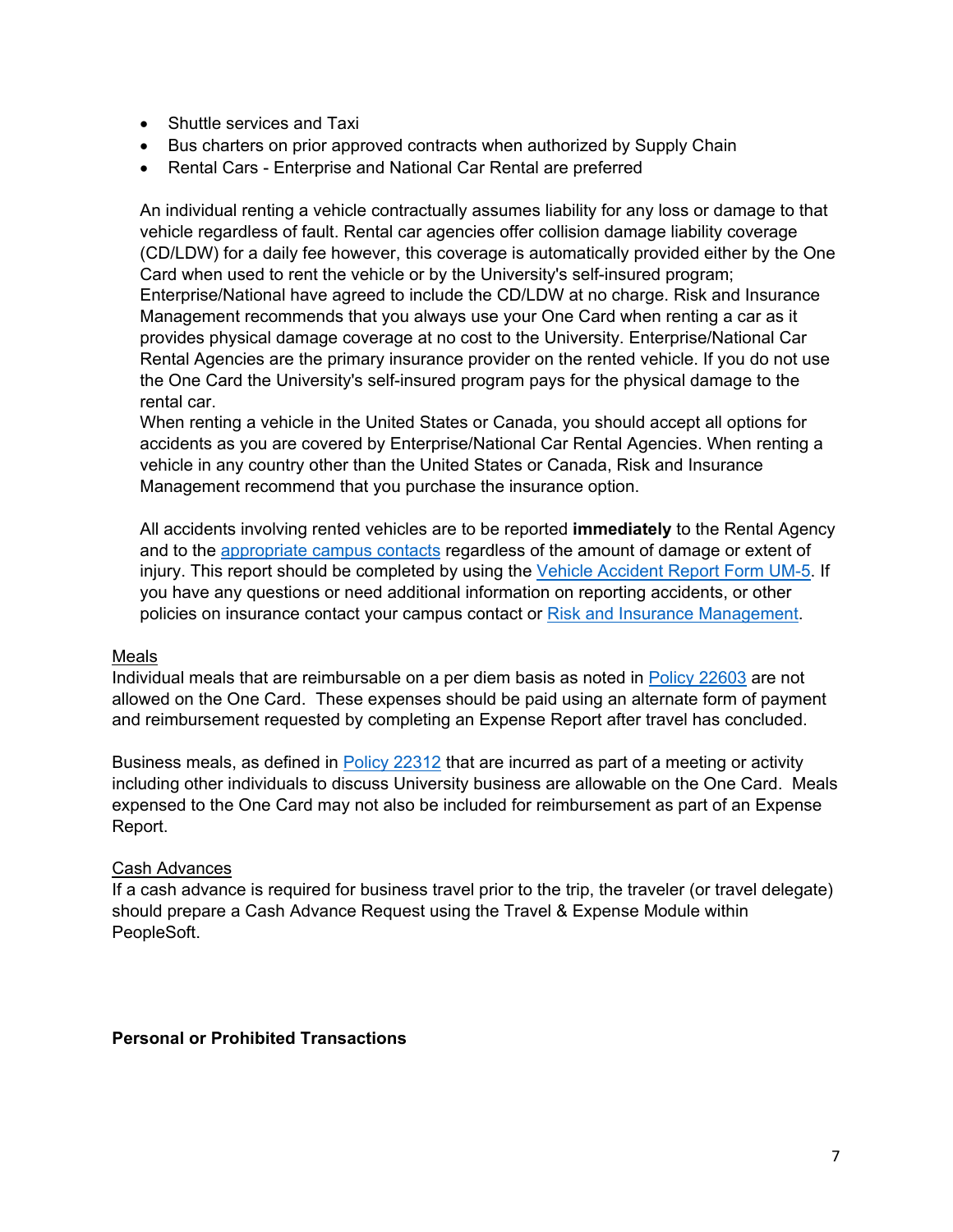- Shuttle services and Taxi
- Bus charters on prior approved contracts when authorized by Supply Chain
- Rental Cars - Enterprise and National Car Rental are preferred

  An individual renting a vehicle contractually assumes liability for any loss or damage to that vehicle regardless of fault. Rental car agencies offer collision damage liability coverage (CD/LDW) for a daily fee however, this coverage is automatically provided either by the One Card when used to rent the vehicle or by the University's self-insured program; Enterprise/National have agreed to include the CD/LDW at no charge. Risk and Insurance Management recommends that you always use your One Card when renting a car as it provides physical damage coverage at no cost to the University. Enterprise/National Car Rental Agencies are the primary insurance provider on the rented vehicle. If you do not use the One Card the University's self-insured program pays for the physical damage to the rental car.
  When renting a vehicle in the United States or Canada, you should accept all options for accidents as you are covered by Enterprise/National Car Rental Agencies. When renting a vehicle in any country other than the United States or Canada, Risk and Insurance Management recommend that you purchase the insurance option.

  All accidents involving rented vehicles are to be reported **immediately** to the Rental Agency and to the appropriate campus contacts regardless of the amount of damage or extent of injury. This report should be completed by using the Vehicle Accident Report Form UM-5. If you have any questions or need additional information on reporting accidents, or other policies on insurance contact your campus contact or Risk and Insurance Management.

Meals

Individual meals that are reimbursable on a per diem basis as noted in Policy 22603 are not allowed on the One Card. These expenses should be paid using an alternate form of payment and reimbursement requested by completing an Expense Report after travel has concluded.

Business meals, as defined in Policy 22312 that are incurred as part of a meeting or activity including other individuals to discuss University business are allowable on the One Card. Meals expensed to the One Card may not also be included for reimbursement as part of an Expense Report.

Cash Advances

If a cash advance is required for business travel prior to the trip, the traveler (or travel delegate) should prepare a Cash Advance Request using the Travel & Expense Module within PeopleSoft.

**Personal or Prohibited Transactions**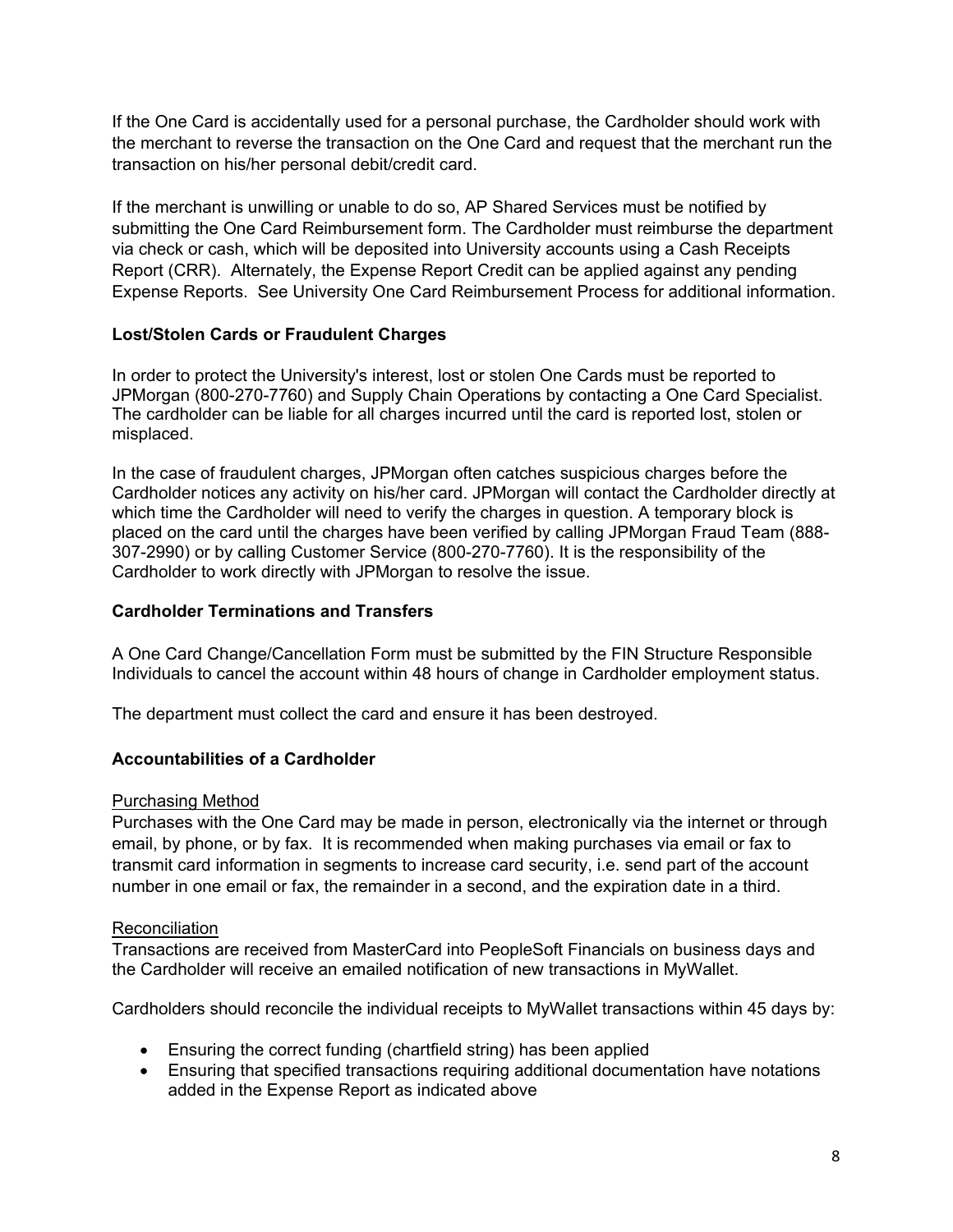If the One Card is accidentally used for a personal purchase, the Cardholder should work with the merchant to reverse the transaction on the One Card and request that the merchant run the transaction on his/her personal debit/credit card.

If the merchant is unwilling or unable to do so, AP Shared Services must be notified by submitting the One Card Reimbursement form. The Cardholder must reimburse the department via check or cash, which will be deposited into University accounts using a Cash Receipts Report (CRR). Alternately, the Expense Report Credit can be applied against any pending Expense Reports. See University One Card Reimbursement Process for additional information.

### Lost/Stolen Cards or Fraudulent Charges

In order to protect the University's interest, lost or stolen One Cards must be reported to JPMorgan (800-270-7760) and Supply Chain Operations by contacting a One Card Specialist. The cardholder can be liable for all charges incurred until the card is reported lost, stolen or misplaced.

In the case of fraudulent charges, JPMorgan often catches suspicious charges before the Cardholder notices any activity on his/her card. JPMorgan will contact the Cardholder directly at which time the Cardholder will need to verify the charges in question. A temporary block is placed on the card until the charges have been verified by calling JPMorgan Fraud Team (888-307-2990) or by calling Customer Service (800-270-7760). It is the responsibility of the Cardholder to work directly with JPMorgan to resolve the issue.

### Cardholder Terminations and Transfers

A One Card Change/Cancellation Form must be submitted by the FIN Structure Responsible Individuals to cancel the account within 48 hours of change in Cardholder employment status.

The department must collect the card and ensure it has been destroyed.

### Accountabilities of a Cardholder

#### Purchasing Method

Purchases with the One Card may be made in person, electronically via the internet or through email, by phone, or by fax. It is recommended when making purchases via email or fax to transmit card information in segments to increase card security, i.e. send part of the account number in one email or fax, the remainder in a second, and the expiration date in a third.

#### Reconciliation

Transactions are received from MasterCard into PeopleSoft Financials on business days and the Cardholder will receive an emailed notification of new transactions in MyWallet.

Cardholders should reconcile the individual receipts to MyWallet transactions within 45 days by:

- Ensuring the correct funding (chartfield string) has been applied
- Ensuring that specified transactions requiring additional documentation have notations added in the Expense Report as indicated above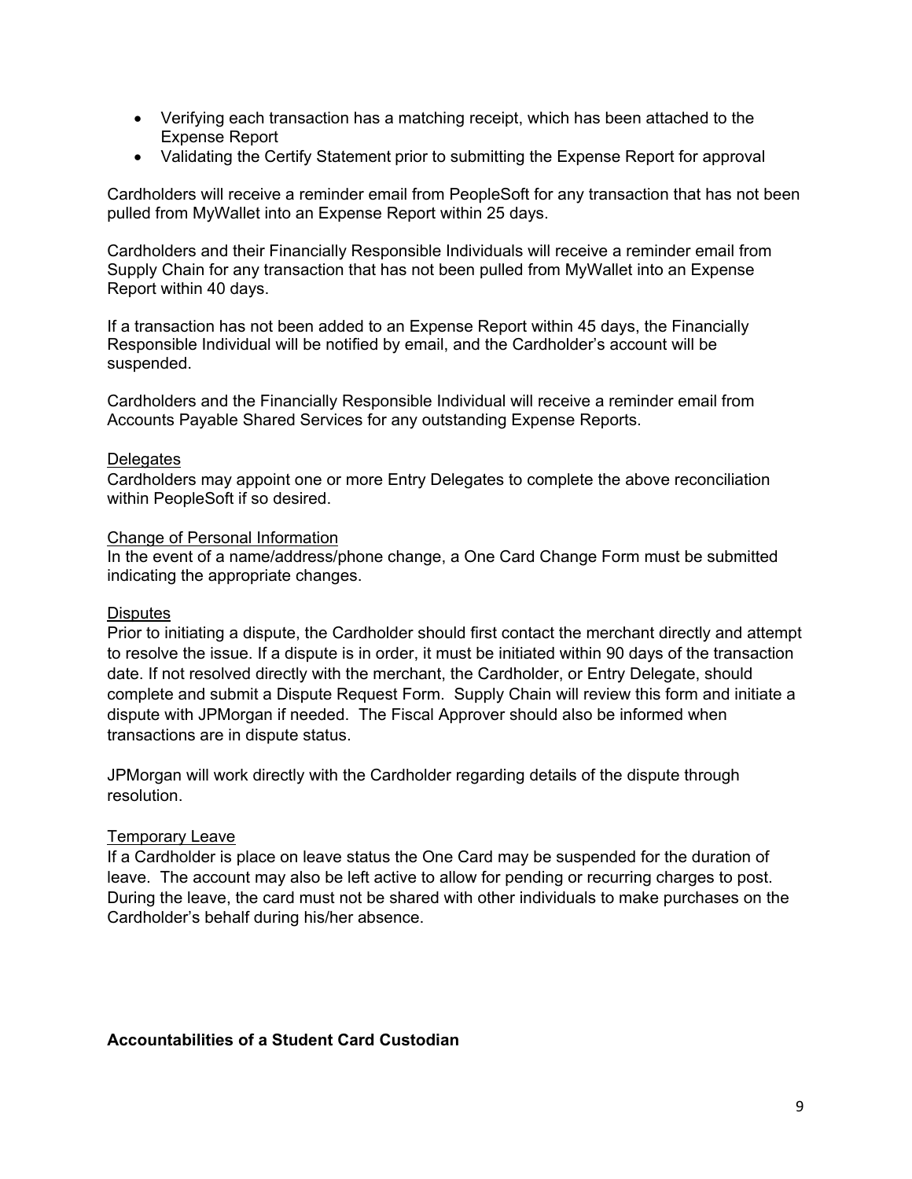- Verifying each transaction has a matching receipt, which has been attached to the Expense Report
- Validating the Certify Statement prior to submitting the Expense Report for approval

Cardholders will receive a reminder email from PeopleSoft for any transaction that has not been pulled from MyWallet into an Expense Report within 25 days.

Cardholders and their Financially Responsible Individuals will receive a reminder email from Supply Chain for any transaction that has not been pulled from MyWallet into an Expense Report within 40 days.

If a transaction has not been added to an Expense Report within 45 days, the Financially Responsible Individual will be notified by email, and the Cardholder's account will be suspended.

Cardholders and the Financially Responsible Individual will receive a reminder email from Accounts Payable Shared Services for any outstanding Expense Reports.

<u>Delegates</u>
Cardholders may appoint one or more Entry Delegates to complete the above reconciliation within PeopleSoft if so desired.

<u>Change of Personal Information</u>
In the event of a name/address/phone change, a One Card Change Form must be submitted indicating the appropriate changes.

<u>Disputes</u>
Prior to initiating a dispute, the Cardholder should first contact the merchant directly and attempt to resolve the issue. If a dispute is in order, it must be initiated within 90 days of the transaction date. If not resolved directly with the merchant, the Cardholder, or Entry Delegate, should complete and submit a Dispute Request Form. Supply Chain will review this form and initiate a dispute with JPMorgan if needed. The Fiscal Approver should also be informed when transactions are in dispute status.

JPMorgan will work directly with the Cardholder regarding details of the dispute through resolution.

<u>Temporary Leave</u>
If a Cardholder is place on leave status the One Card may be suspended for the duration of leave. The account may also be left active to allow for pending or recurring charges to post. During the leave, the card must not be shared with other individuals to make purchases on the Cardholder's behalf during his/her absence.

**Accountabilities of a Student Card Custodian**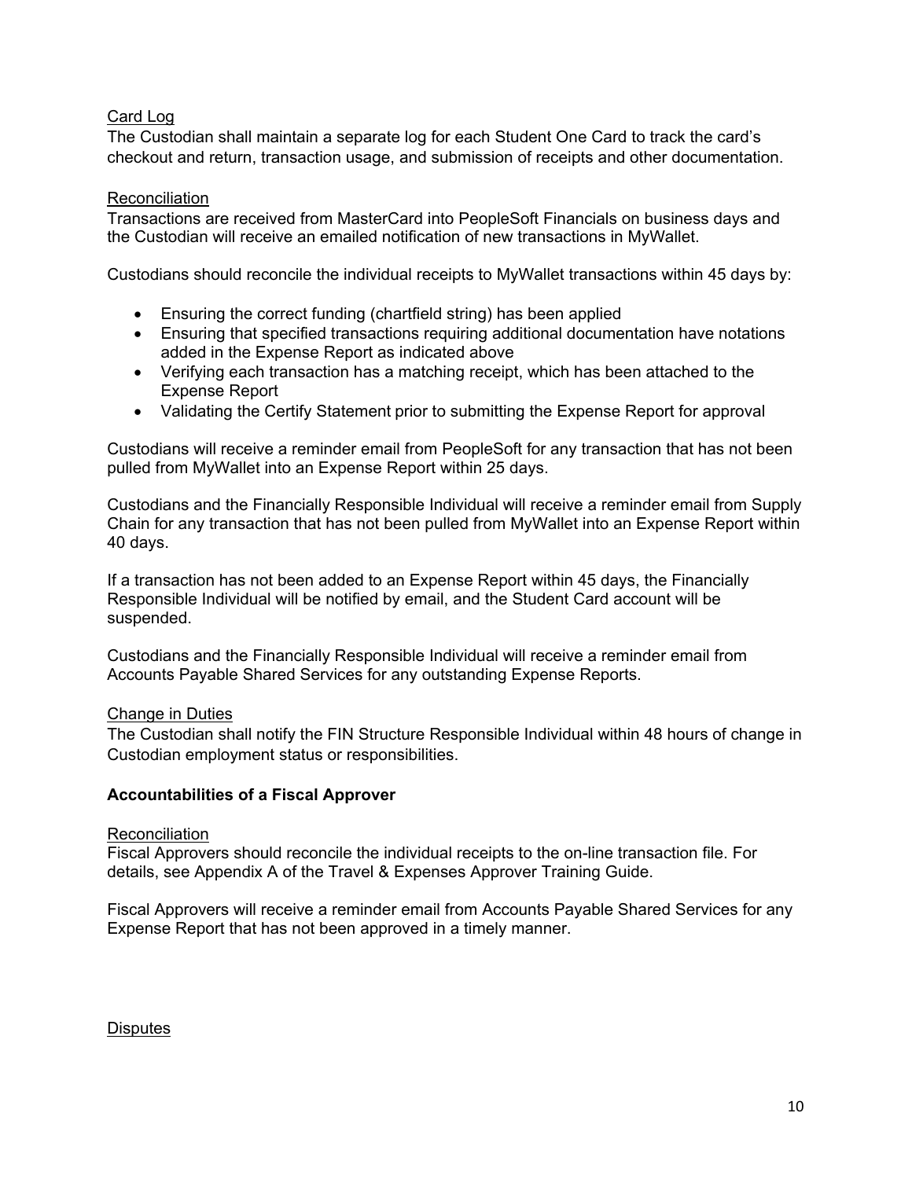Card Log

The Custodian shall maintain a separate log for each Student One Card to track the card's checkout and return, transaction usage, and submission of receipts and other documentation.

Reconciliation

Transactions are received from MasterCard into PeopleSoft Financials on business days and the Custodian will receive an emailed notification of new transactions in MyWallet.

Custodians should reconcile the individual receipts to MyWallet transactions within 45 days by:

- Ensuring the correct funding (chartfield string) has been applied
- Ensuring that specified transactions requiring additional documentation have notations added in the Expense Report as indicated above
- Verifying each transaction has a matching receipt, which has been attached to the Expense Report
- Validating the Certify Statement prior to submitting the Expense Report for approval

Custodians will receive a reminder email from PeopleSoft for any transaction that has not been pulled from MyWallet into an Expense Report within 25 days.

Custodians and the Financially Responsible Individual will receive a reminder email from Supply Chain for any transaction that has not been pulled from MyWallet into an Expense Report within 40 days.

If a transaction has not been added to an Expense Report within 45 days, the Financially Responsible Individual will be notified by email, and the Student Card account will be suspended.

Custodians and the Financially Responsible Individual will receive a reminder email from Accounts Payable Shared Services for any outstanding Expense Reports.

Change in Duties

The Custodian shall notify the FIN Structure Responsible Individual within 48 hours of change in Custodian employment status or responsibilities.

**Accountabilities of a Fiscal Approver**

Reconciliation

Fiscal Approvers should reconcile the individual receipts to the on-line transaction file. For details, see Appendix A of the Travel & Expenses Approver Training Guide.

Fiscal Approvers will receive a reminder email from Accounts Payable Shared Services for any Expense Report that has not been approved in a timely manner.

Disputes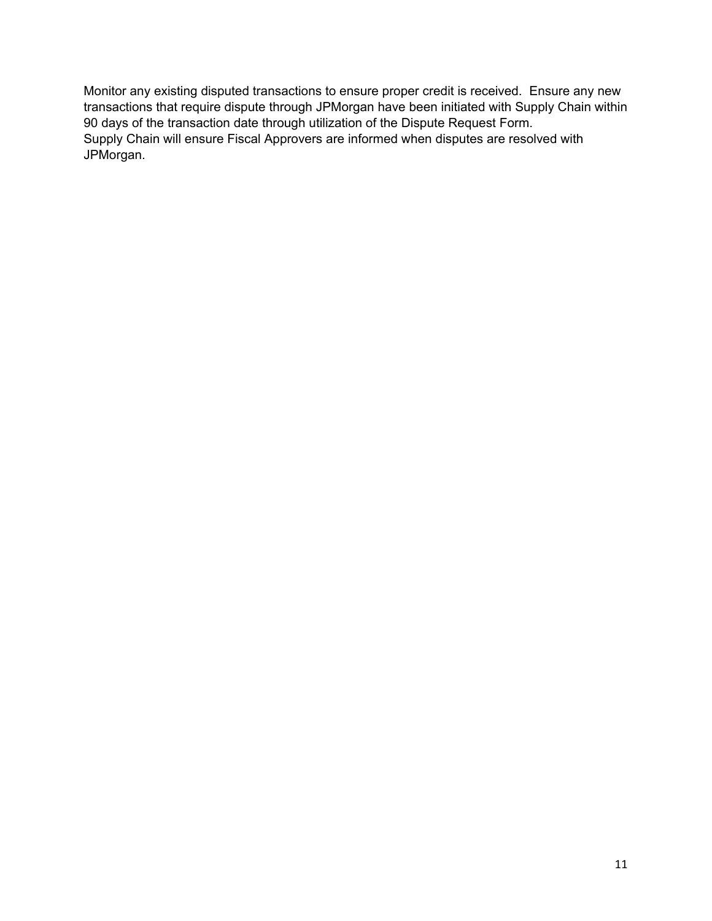Monitor any existing disputed transactions to ensure proper credit is received. Ensure any new transactions that require dispute through JPMorgan have been initiated with Supply Chain within 90 days of the transaction date through utilization of the Dispute Request Form.
Supply Chain will ensure Fiscal Approvers are informed when disputes are resolved with JPMorgan.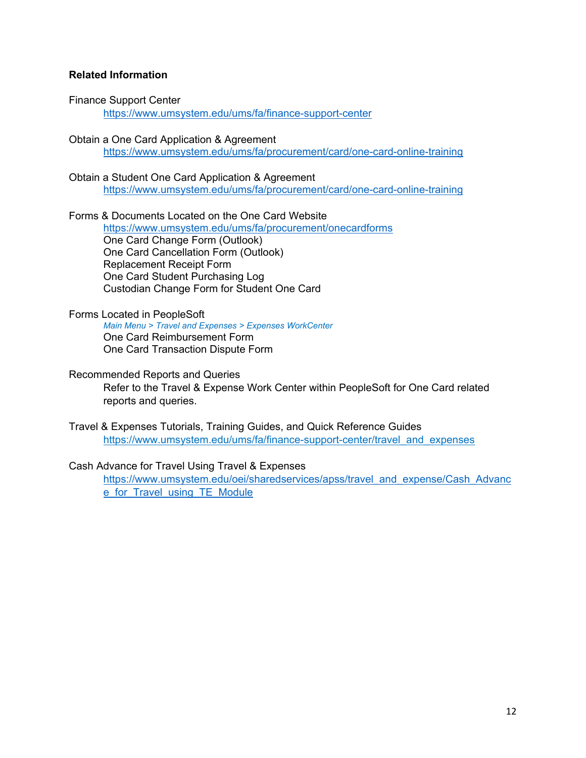**Related Information**

Finance Support Center
https://www.umsystem.edu/ums/fa/finance-support-center

Obtain a One Card Application & Agreement
https://www.umsystem.edu/ums/fa/procurement/card/one-card-online-training

Obtain a Student One Card Application & Agreement
https://www.umsystem.edu/ums/fa/procurement/card/one-card-online-training

Forms & Documents Located on the One Card Website
https://www.umsystem.edu/ums/fa/procurement/onecardforms
One Card Change Form (Outlook)
One Card Cancellation Form (Outlook)
Replacement Receipt Form
One Card Student Purchasing Log
Custodian Change Form for Student One Card

Forms Located in PeopleSoft
*Main Menu > Travel and Expenses > Expenses WorkCenter*
One Card Reimbursement Form
One Card Transaction Dispute Form

Recommended Reports and Queries
Refer to the Travel & Expense Work Center within PeopleSoft for One Card related reports and queries.

Travel & Expenses Tutorials, Training Guides, and Quick Reference Guides
https://www.umsystem.edu/ums/fa/finance-support-center/travel_and_expenses

Cash Advance for Travel Using Travel & Expenses
https://www.umsystem.edu/oei/sharedservices/apss/travel_and_expense/Cash_Advance_for_Travel_using_TE_Module